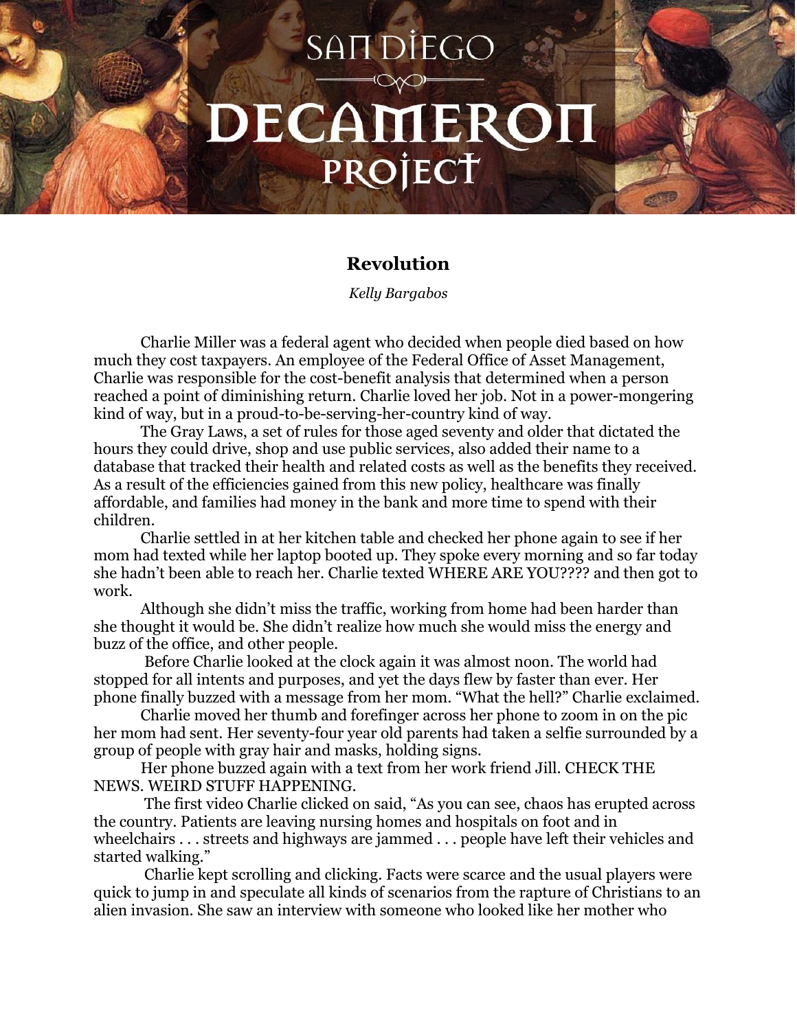# SAN DIEGO DECAMERON PROJECT

## Revolution

*Kelly Bargabos*

Charlie Miller was a federal agent who decided when people died based on how much they cost taxpayers. An employee of the Federal Office of Asset Management, Charlie was responsible for the cost-benefit analysis that determined when a person reached a point of diminishing return. Charlie loved her job. Not in a power-mongering kind of way, but in a proud-to-be-serving-her-country kind of way.

The Gray Laws, a set of rules for those aged seventy and older that dictated the hours they could drive, shop and use public services, also added their name to a database that tracked their health and related costs as well as the benefits they received. As a result of the efficiencies gained from this new policy, healthcare was finally affordable, and families had money in the bank and more time to spend with their children.

Charlie settled in at her kitchen table and checked her phone again to see if her mom had texted while her laptop booted up. They spoke every morning and so far today she hadn't been able to reach her. Charlie texted WHERE ARE YOU???? and then got to work.

Although she didn't miss the traffic, working from home had been harder than she thought it would be. She didn't realize how much she would miss the energy and buzz of the office, and other people.

Before Charlie looked at the clock again it was almost noon. The world had stopped for all intents and purposes, and yet the days flew by faster than ever. Her phone finally buzzed with a message from her mom. "What the hell?" Charlie exclaimed.

Charlie moved her thumb and forefinger across her phone to zoom in on the pic her mom had sent. Her seventy-four year old parents had taken a selfie surrounded by a group of people with gray hair and masks, holding signs.

Her phone buzzed again with a text from her work friend Jill. CHECK THE NEWS. WEIRD STUFF HAPPENING.

The first video Charlie clicked on said, "As you can see, chaos has erupted across the country. Patients are leaving nursing homes and hospitals on foot and in wheelchairs . . . streets and highways are jammed . . . people have left their vehicles and started walking."

Charlie kept scrolling and clicking. Facts were scarce and the usual players were quick to jump in and speculate all kinds of scenarios from the rapture of Christians to an alien invasion. She saw an interview with someone who looked like her mother who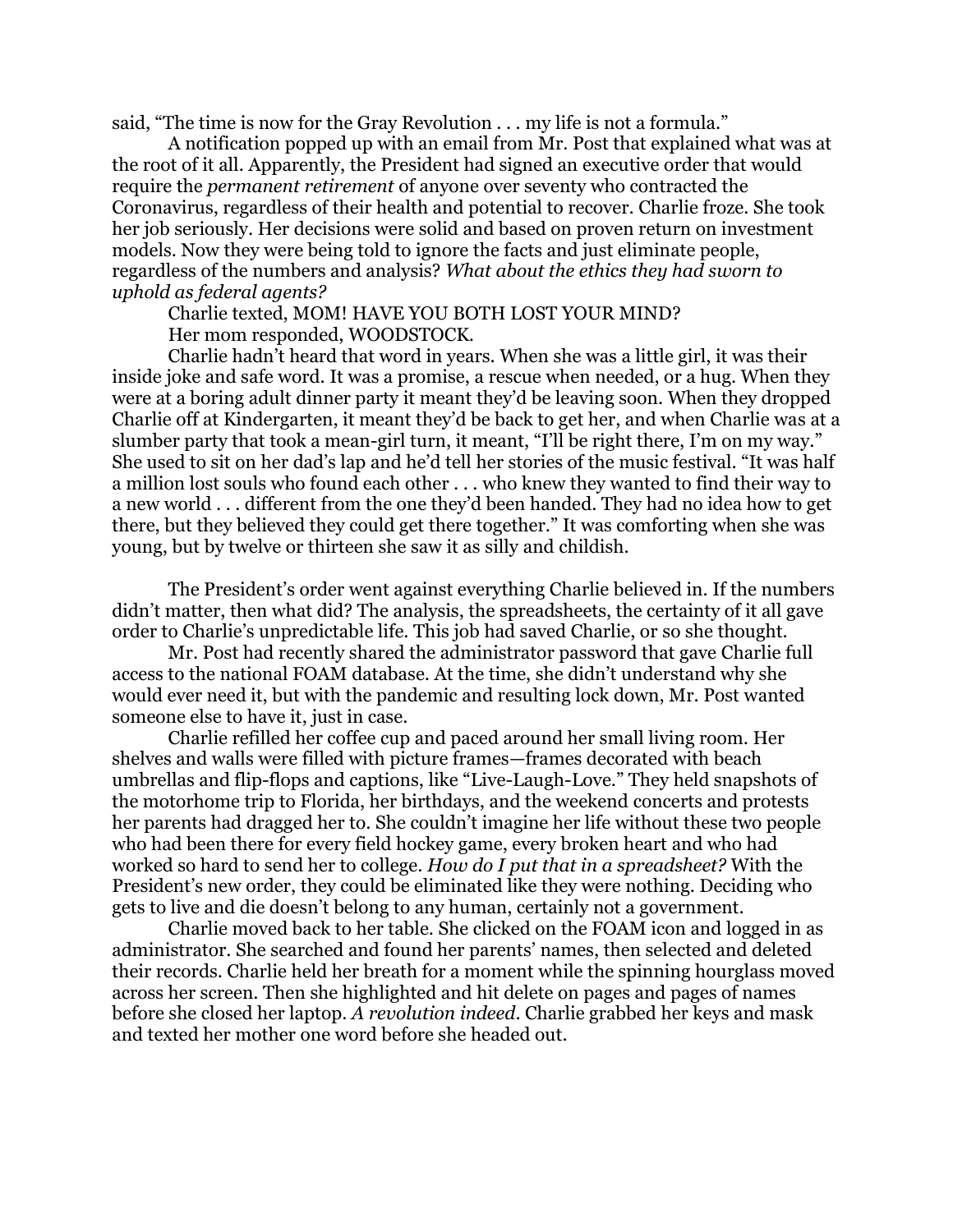said, "The time is now for the Gray Revolution . . . my life is not a formula."

A notification popped up with an email from Mr. Post that explained what was at the root of it all. Apparently, the President had signed an executive order that would require the *permanent retirement* of anyone over seventy who contracted the Coronavirus, regardless of their health and potential to recover. Charlie froze. She took her job seriously. Her decisions were solid and based on proven return on investment models. Now they were being told to ignore the facts and just eliminate people, regardless of the numbers and analysis? *What about the ethics they had sworn to uphold as federal agents?*

Charlie texted, MOM! HAVE YOU BOTH LOST YOUR MIND?

Her mom responded, WOODSTOCK.

Charlie hadn't heard that word in years. When she was a little girl, it was their inside joke and safe word. It was a promise, a rescue when needed, or a hug. When they were at a boring adult dinner party it meant they'd be leaving soon. When they dropped Charlie off at Kindergarten, it meant they'd be back to get her, and when Charlie was at a slumber party that took a mean-girl turn, it meant, "I'll be right there, I'm on my way." She used to sit on her dad's lap and he'd tell her stories of the music festival. "It was half a million lost souls who found each other . . . who knew they wanted to find their way to a new world . . . different from the one they'd been handed. They had no idea how to get there, but they believed they could get there together." It was comforting when she was young, but by twelve or thirteen she saw it as silly and childish.

The President's order went against everything Charlie believed in. If the numbers didn't matter, then what did? The analysis, the spreadsheets, the certainty of it all gave order to Charlie's unpredictable life. This job had saved Charlie, or so she thought.

Mr. Post had recently shared the administrator password that gave Charlie full access to the national FOAM database. At the time, she didn't understand why she would ever need it, but with the pandemic and resulting lock down, Mr. Post wanted someone else to have it, just in case.

Charlie refilled her coffee cup and paced around her small living room. Her shelves and walls were filled with picture frames—frames decorated with beach umbrellas and flip-flops and captions, like "Live-Laugh-Love." They held snapshots of the motorhome trip to Florida, her birthdays, and the weekend concerts and protests her parents had dragged her to. She couldn't imagine her life without these two people who had been there for every field hockey game, every broken heart and who had worked so hard to send her to college. *How do I put that in a spreadsheet?* With the President's new order, they could be eliminated like they were nothing. Deciding who gets to live and die doesn't belong to any human, certainly not a government.

Charlie moved back to her table. She clicked on the FOAM icon and logged in as administrator. She searched and found her parents' names, then selected and deleted their records. Charlie held her breath for a moment while the spinning hourglass moved across her screen. Then she highlighted and hit delete on pages and pages of names before she closed her laptop. *A revolution indeed.* Charlie grabbed her keys and mask and texted her mother one word before she headed out.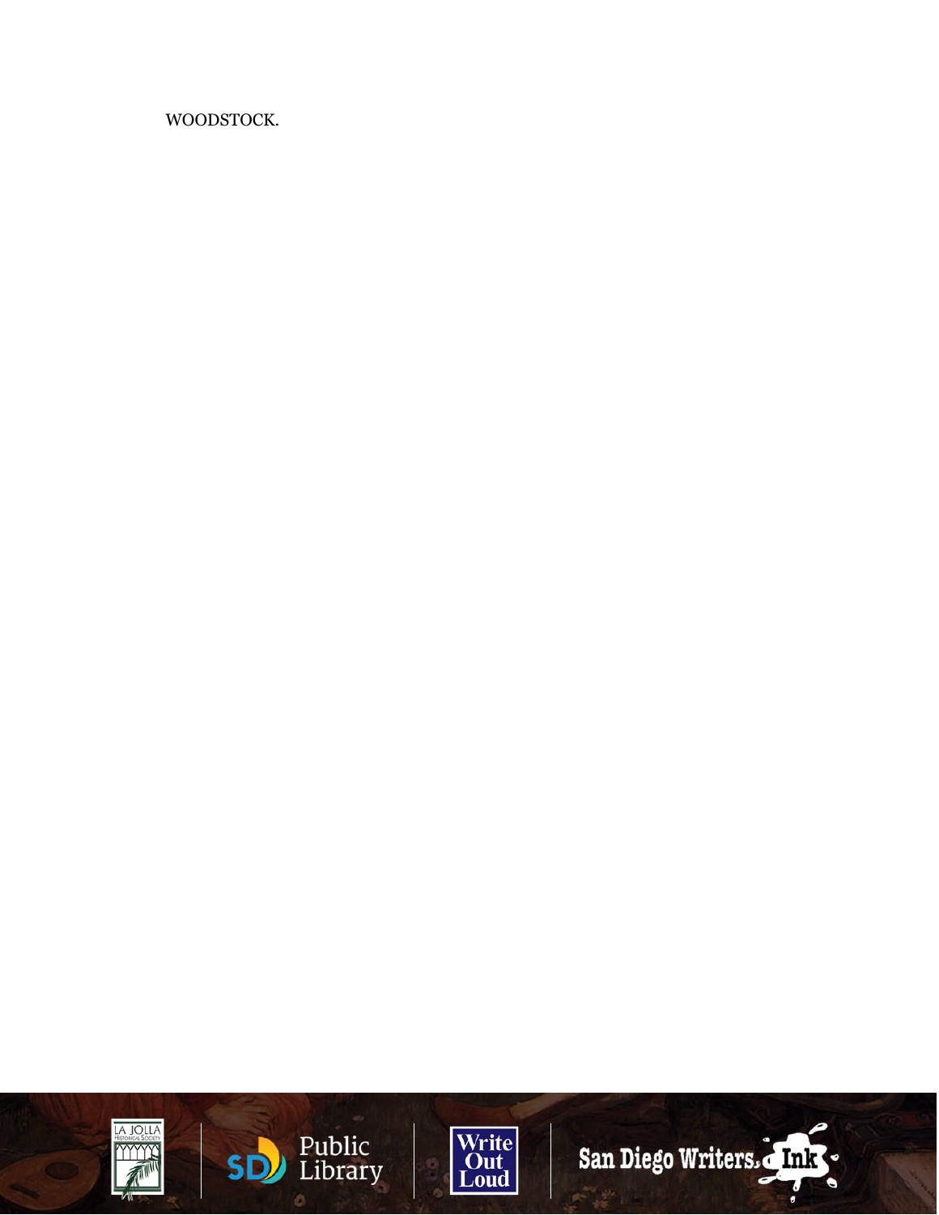WOODSTOCK.